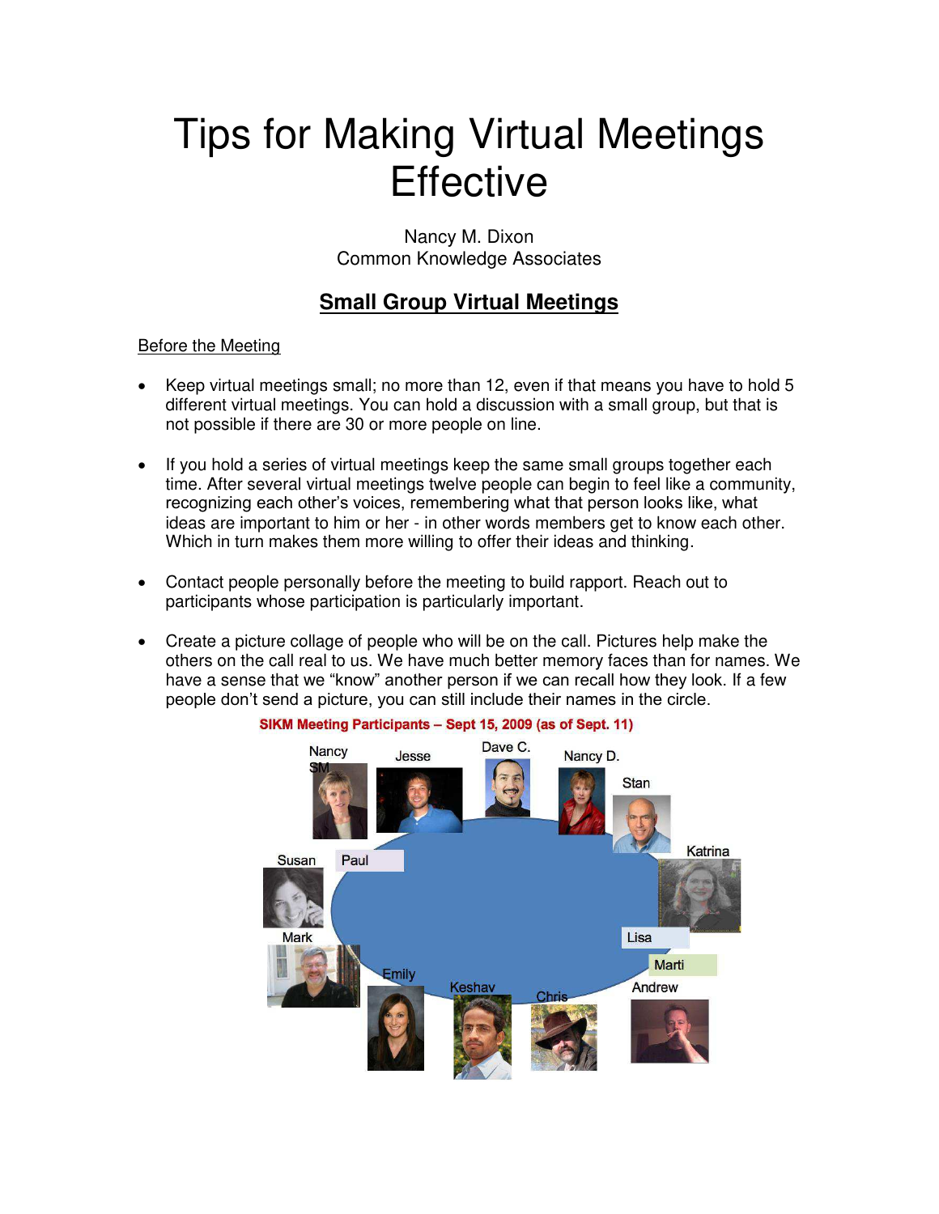# Tips for Making Virtual Meetings Effective

Nancy M. Dixon
Common Knowledge Associates

## Small Group Virtual Meetings

Before the Meeting

- Keep virtual meetings small; no more than 12, even if that means you have to hold 5 different virtual meetings. You can hold a discussion with a small group, but that is not possible if there are 30 or more people on line.

- If you hold a series of virtual meetings keep the same small groups together each time. After several virtual meetings twelve people can begin to feel like a community, recognizing each other's voices, remembering what that person looks like, what ideas are important to him or her - in other words members get to know each other. Which in turn makes them more willing to offer their ideas and thinking.

- Contact people personally before the meeting to build rapport. Reach out to participants whose participation is particularly important.

- Create a picture collage of people who will be on the call. Pictures help make the others on the call real to us. We have much better memory faces than for names. We have a sense that we "know" another person if we can recall how they look. If a few people don't send a picture, you can still include their names in the circle.

SIKM Meeting Participants – Sept 15, 2009 (as of Sept. 11)

Nancy SM, Jesse, Dave C., Nancy D., Stan, Katrina, Susan, Paul, Mark, Lisa, Marti, Andrew, Emily, Keshav, Chris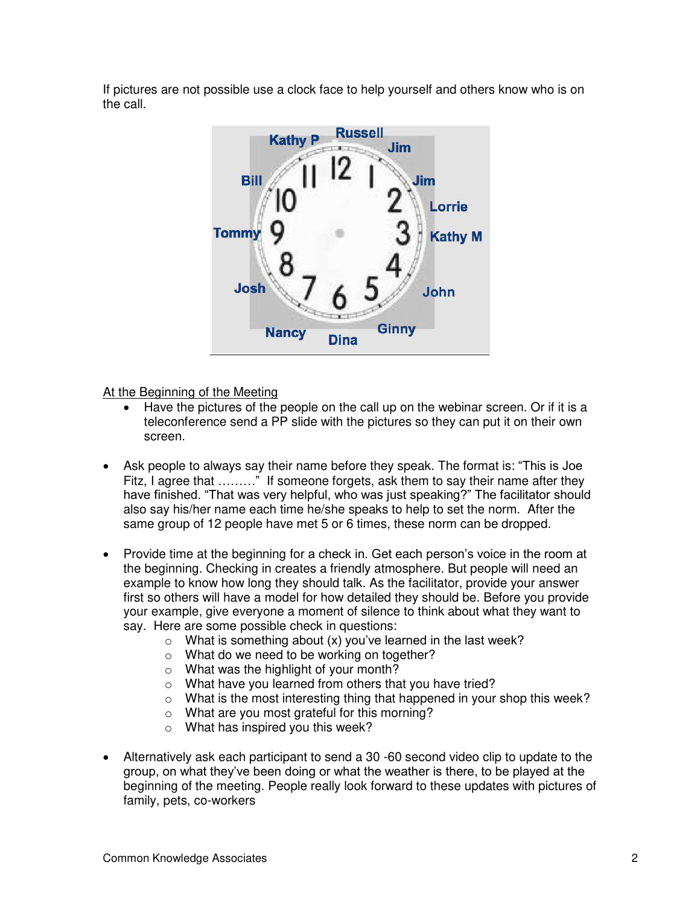If pictures are not possible use a clock face to help yourself and others know who is on the call.

<u>At the Beginning of the Meeting</u>

- Have the pictures of the people on the call up on the webinar screen. Or if it is a teleconference send a PP slide with the pictures so they can put it on their own screen.

- Ask people to always say their name before they speak. The format is: "This is Joe Fitz, I agree that ………" If someone forgets, ask them to say their name after they have finished. "That was very helpful, who was just speaking?" The facilitator should also say his/her name each time he/she speaks to help to set the norm. After the same group of 12 people have met 5 or 6 times, these norm can be dropped.

- Provide time at the beginning for a check in. Get each person's voice in the room at the beginning. Checking in creates a friendly atmosphere. But people will need an example to know how long they should talk. As the facilitator, provide your answer first so others will have a model for how detailed they should be. Before you provide your example, give everyone a moment of silence to think about what they want to say. Here are some possible check in questions:
    - What is something about (x) you've learned in the last week?
    - What do we need to be working on together?
    - What was the highlight of your month?
    - What have you learned from others that you have tried?
    - What is the most interesting thing that happened in your shop this week?
    - What are you most grateful for this morning?
    - What has inspired you this week?

- Alternatively ask each participant to send a 30 -60 second video clip to update to the group, on what they've been doing or what the weather is there, to be played at the beginning of the meeting. People really look forward to these updates with pictures of family, pets, co-workers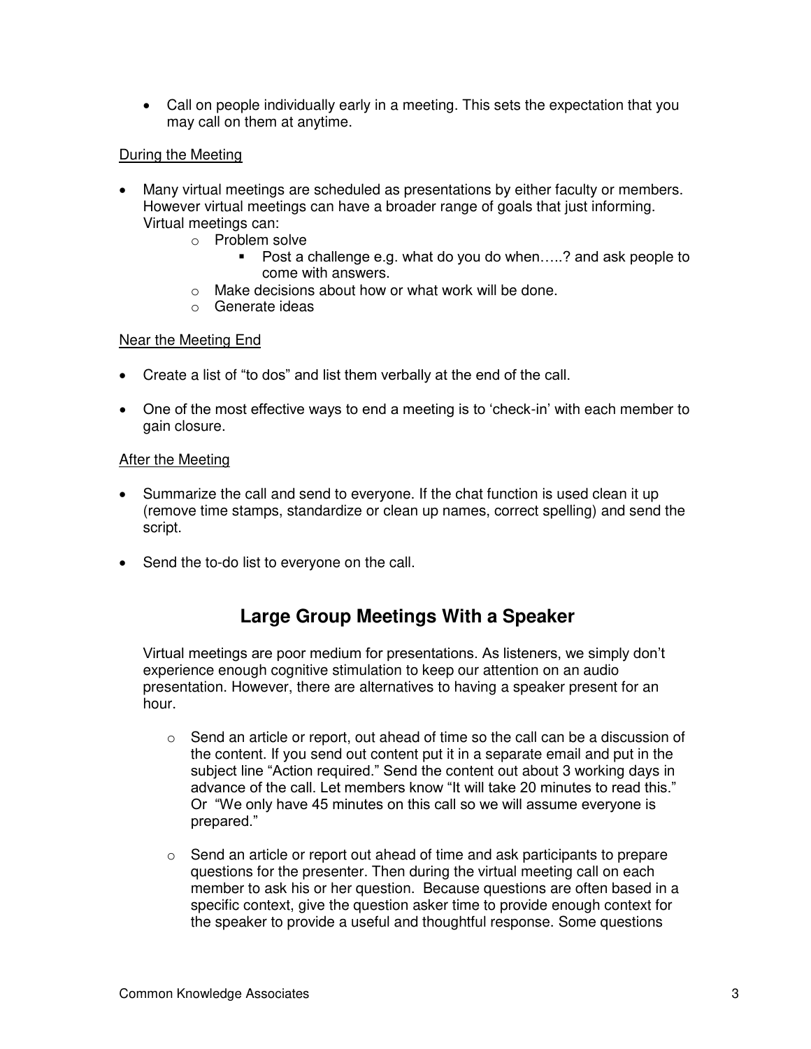- Call on people individually early in a meeting. This sets the expectation that you may call on them at anytime.

During the Meeting

- Many virtual meetings are scheduled as presentations by either faculty or members. However virtual meetings can have a broader range of goals that just informing. Virtual meetings can:
  - Problem solve
    - Post a challenge e.g. what do you do when…..? and ask people to come with answers.
  - Make decisions about how or what work will be done.
  - Generate ideas

Near the Meeting End

- Create a list of "to dos" and list them verbally at the end of the call.
- One of the most effective ways to end a meeting is to 'check-in' with each member to gain closure.

After the Meeting

- Summarize the call and send to everyone. If the chat function is used clean it up (remove time stamps, standardize or clean up names, correct spelling) and send the script.
- Send the to-do list to everyone on the call.

## Large Group Meetings With a Speaker

Virtual meetings are poor medium for presentations. As listeners, we simply don't experience enough cognitive stimulation to keep our attention on an audio presentation. However, there are alternatives to having a speaker present for an hour.

- Send an article or report, out ahead of time so the call can be a discussion of the content. If you send out content put it in a separate email and put in the subject line "Action required." Send the content out about 3 working days in advance of the call. Let members know "It will take 20 minutes to read this." Or "We only have 45 minutes on this call so we will assume everyone is prepared."
- Send an article or report out ahead of time and ask participants to prepare questions for the presenter. Then during the virtual meeting call on each member to ask his or her question. Because questions are often based in a specific context, give the question asker time to provide enough context for the speaker to provide a useful and thoughtful response. Some questions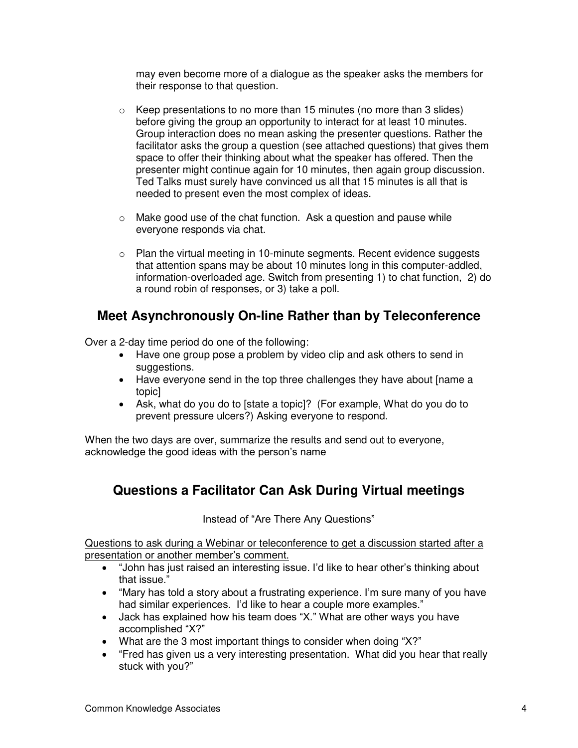may even become more of a dialogue as the speaker asks the members for their response to that question.

- Keep presentations to no more than 15 minutes (no more than 3 slides) before giving the group an opportunity to interact for at least 10 minutes. Group interaction does no mean asking the presenter questions. Rather the facilitator asks the group a question (see attached questions) that gives them space to offer their thinking about what the speaker has offered. Then the presenter might continue again for 10 minutes, then again group discussion. Ted Talks must surely have convinced us all that 15 minutes is all that is needed to present even the most complex of ideas.

- Make good use of the chat function. Ask a question and pause while everyone responds via chat.

- Plan the virtual meeting in 10-minute segments. Recent evidence suggests that attention spans may be about 10 minutes long in this computer-addled, information-overloaded age. Switch from presenting 1) to chat function, 2) do a round robin of responses, or 3) take a poll.

## Meet Asynchronously On-line Rather than by Teleconference

Over a 2-day time period do one of the following:

- Have one group pose a problem by video clip and ask others to send in suggestions.
- Have everyone send in the top three challenges they have about [name a topic]
- Ask, what do you do to [state a topic]? (For example, What do you do to prevent pressure ulcers?) Asking everyone to respond.

When the two days are over, summarize the results and send out to everyone, acknowledge the good ideas with the person's name

## Questions a Facilitator Can Ask During Virtual meetings

Instead of "Are There Any Questions"

<u>Questions to ask during a Webinar or teleconference to get a discussion started after a presentation or another member's comment.</u>

- "John has just raised an interesting issue. I'd like to hear other's thinking about that issue."
- "Mary has told a story about a frustrating experience. I'm sure many of you have had similar experiences. I'd like to hear a couple more examples."
- Jack has explained how his team does "X." What are other ways you have accomplished "X?"
- What are the 3 most important things to consider when doing "X?"
- "Fred has given us a very interesting presentation. What did you hear that really stuck with you?"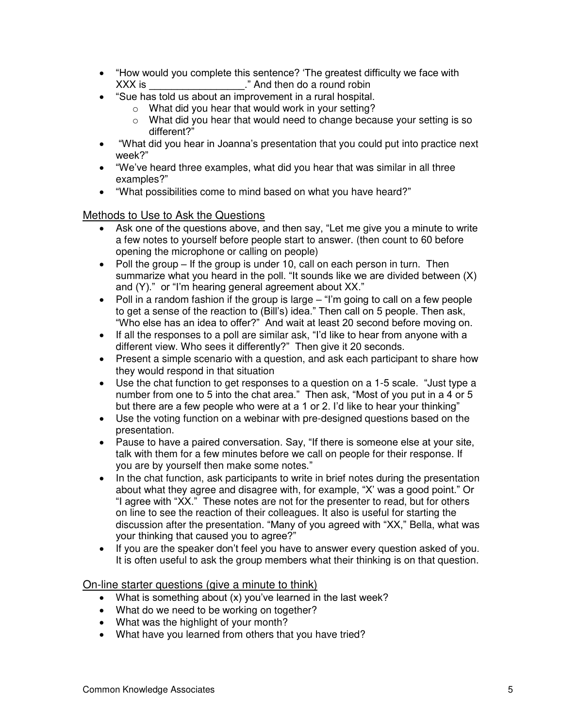- "How would you complete this sentence? 'The greatest difficulty we face with XXX is ________________." And then do a round robin
- "Sue has told us about an improvement in a rural hospital.
  - What did you hear that would work in your setting?
  - What did you hear that would need to change because your setting is so different?"
- "What did you hear in Joanna's presentation that you could put into practice next week?"
- "We've heard three examples, what did you hear that was similar in all three examples?"
- "What possibilities come to mind based on what you have heard?"

Methods to Use to Ask the Questions

- Ask one of the questions above, and then say, "Let me give you a minute to write a few notes to yourself before people start to answer. (then count to 60 before opening the microphone or calling on people)
- Poll the group – If the group is under 10, call on each person in turn. Then summarize what you heard in the poll. "It sounds like we are divided between (X) and (Y)." or "I'm hearing general agreement about XX."
- Poll in a random fashion if the group is large – "I'm going to call on a few people to get a sense of the reaction to (Bill's) idea." Then call on 5 people. Then ask, "Who else has an idea to offer?" And wait at least 20 second before moving on.
- If all the responses to a poll are similar ask, "I'd like to hear from anyone with a different view. Who sees it differently?" Then give it 20 seconds.
- Present a simple scenario with a question, and ask each participant to share how they would respond in that situation
- Use the chat function to get responses to a question on a 1-5 scale. "Just type a number from one to 5 into the chat area." Then ask, "Most of you put in a 4 or 5 but there are a few people who were at a 1 or 2. I'd like to hear your thinking"
- Use the voting function on a webinar with pre-designed questions based on the presentation.
- Pause to have a paired conversation. Say, "If there is someone else at your site, talk with them for a few minutes before we call on people for their response. If you are by yourself then make some notes."
- In the chat function, ask participants to write in brief notes during the presentation about what they agree and disagree with, for example, "X' was a good point." Or "I agree with "XX." These notes are not for the presenter to read, but for others on line to see the reaction of their colleagues. It also is useful for starting the discussion after the presentation. "Many of you agreed with "XX," Bella, what was your thinking that caused you to agree?"
- If you are the speaker don't feel you have to answer every question asked of you. It is often useful to ask the group members what their thinking is on that question.

On-line starter questions (give a minute to think)

- What is something about (x) you've learned in the last week?
- What do we need to be working on together?
- What was the highlight of your month?
- What have you learned from others that you have tried?